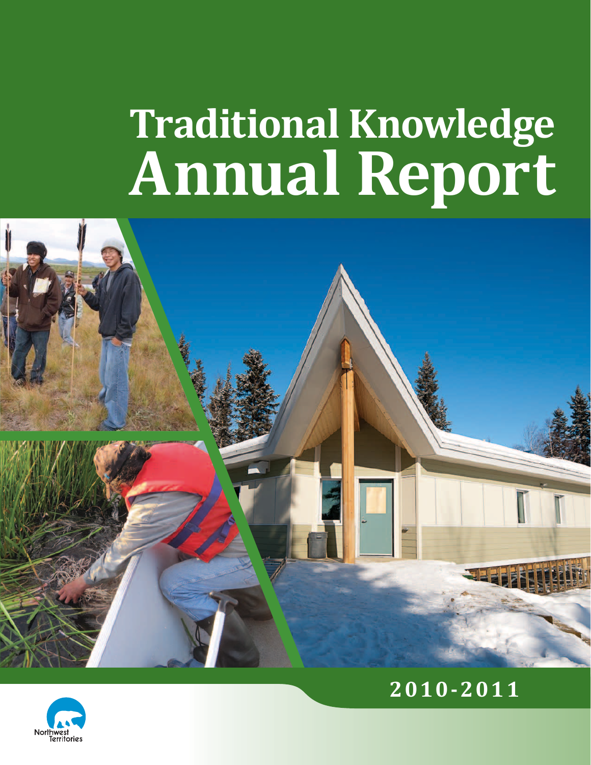# Traditional Knowledge Annual Report

## 2010-2011

Northwest Territories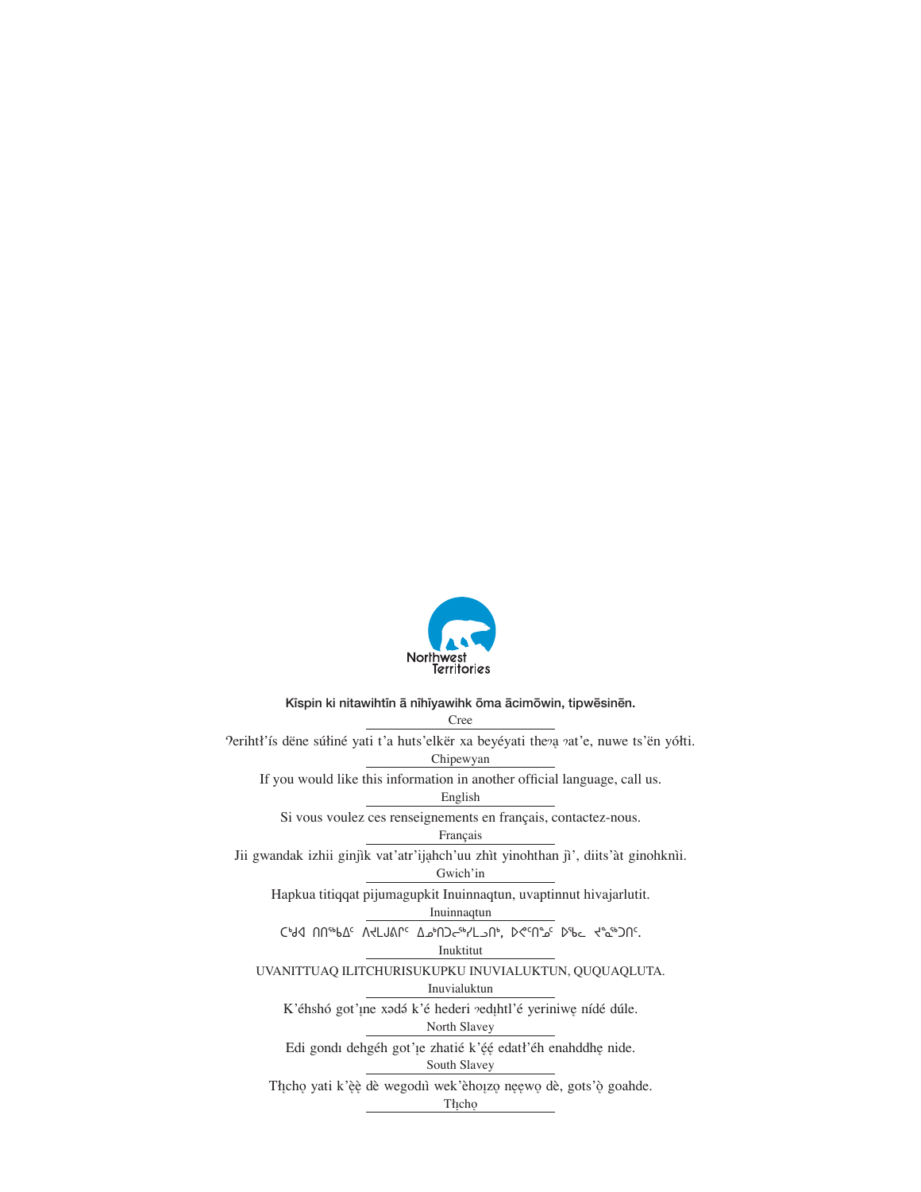Northwest Territories

Kīspin ki nitawihtīn ā nīhīyawihk ōma ācimōwin, tipwēsinēn.

Cree

Ɂerihtł'ís dëne sųłiné yati t'a huts'elkër xa beyéyati theɂą ɂat'e, nuwe ts'ën yółti.

Chipewyan

If you would like this information in another official language, call us.

English

Si vous voulez ces renseignements en français, contactez-nous.

Français

Jii gwandak izhii ginjìk vat'atr'ijąhch'uu zhìt yinohthan jì', diits'àt ginohknìi.

Gwich'in

Hapkua titiqqat pijumagupkit Inuinnaqtun, uvaptinnut hivajarlutit.

Inuinnaqtun

ᑕᒃᑯᐊ ᑎᑎᕐᒃᑲᐃᑦ ᐱᔪᒪᒍᕕᒋᑦ ᐃᓄᒃᑎᑐᓕᕐᒃᓯᒪᓗᑎᒃ, ᐅᕙᑦᑎᓐᓄᑦ ᐅᖄᓚ ᔪᓐᓇᖅᑐᑎᑦ.

Inuktitut

UVANITTUAQ ILITCHURISUKUPKU INUVIALUKTUN, QUQUAQLUTA.

Inuvialuktun

K'éhshó got'įne xədə́ k'é hederi ɂedįhtl'é yeriniwę nídé dúle.

North Slavey

Edi gondı dehgáh got'įe zhatié k'ę́ę́ edatł'éh enahddhę nide.

South Slavey

Tłı̨chǫ yati k'ę̀ę̀ dè wegodìı wek'èhoızǫ nę̨ęwǫ dè, gots'ǫ̀ goahde.

Tłı̨chǫ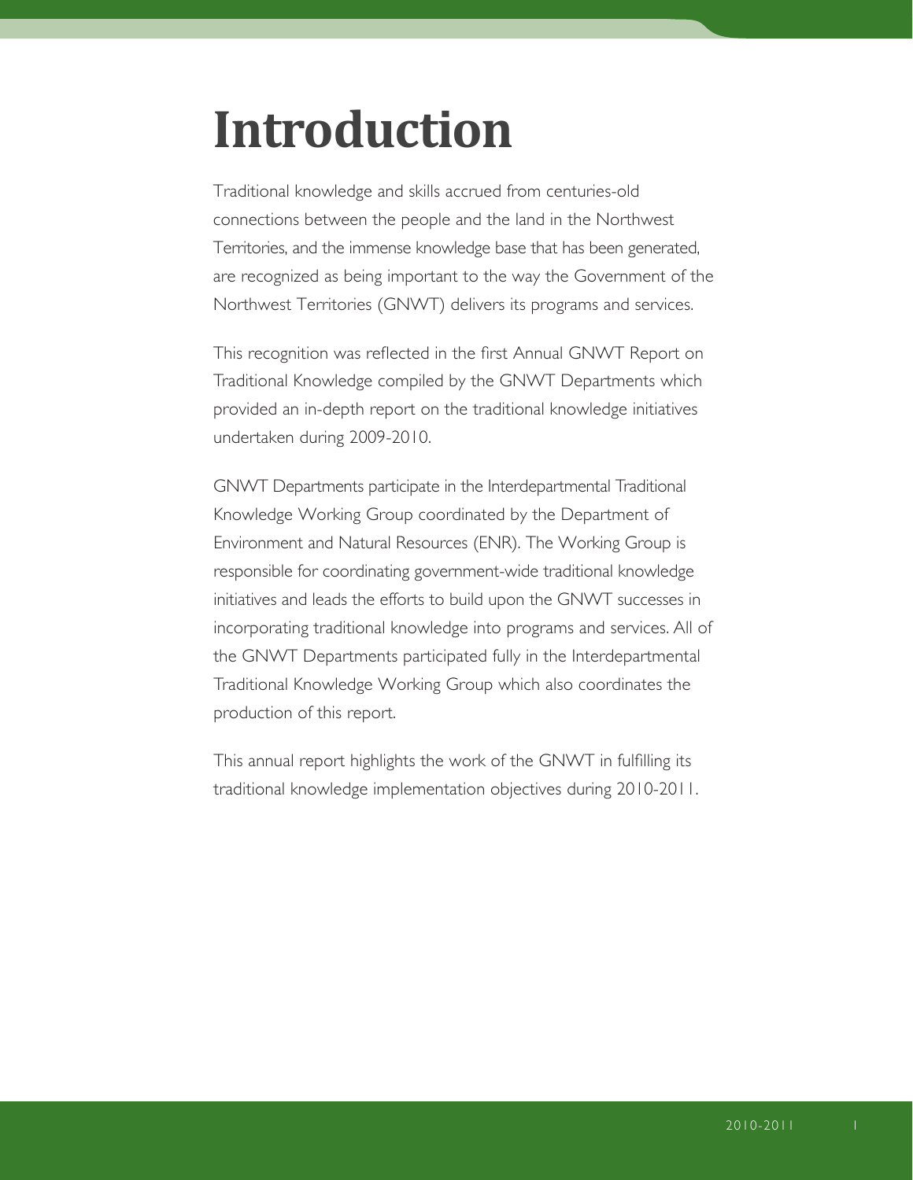# Introduction

Traditional knowledge and skills accrued from centuries-old connections between the people and the land in the Northwest Territories, and the immense knowledge base that has been generated, are recognized as being important to the way the Government of the Northwest Territories (GNWT) delivers its programs and services.

This recognition was reflected in the first Annual GNWT Report on Traditional Knowledge compiled by the GNWT Departments which provided an in-depth report on the traditional knowledge initiatives undertaken during 2009-2010.

GNWT Departments participate in the Interdepartmental Traditional Knowledge Working Group coordinated by the Department of Environment and Natural Resources (ENR). The Working Group is responsible for coordinating government-wide traditional knowledge initiatives and leads the efforts to build upon the GNWT successes in incorporating traditional knowledge into programs and services. All of the GNWT Departments participated fully in the Interdepartmental Traditional Knowledge Working Group which also coordinates the production of this report.

This annual report highlights the work of the GNWT in fulfilling its traditional knowledge implementation objectives during 2010-2011.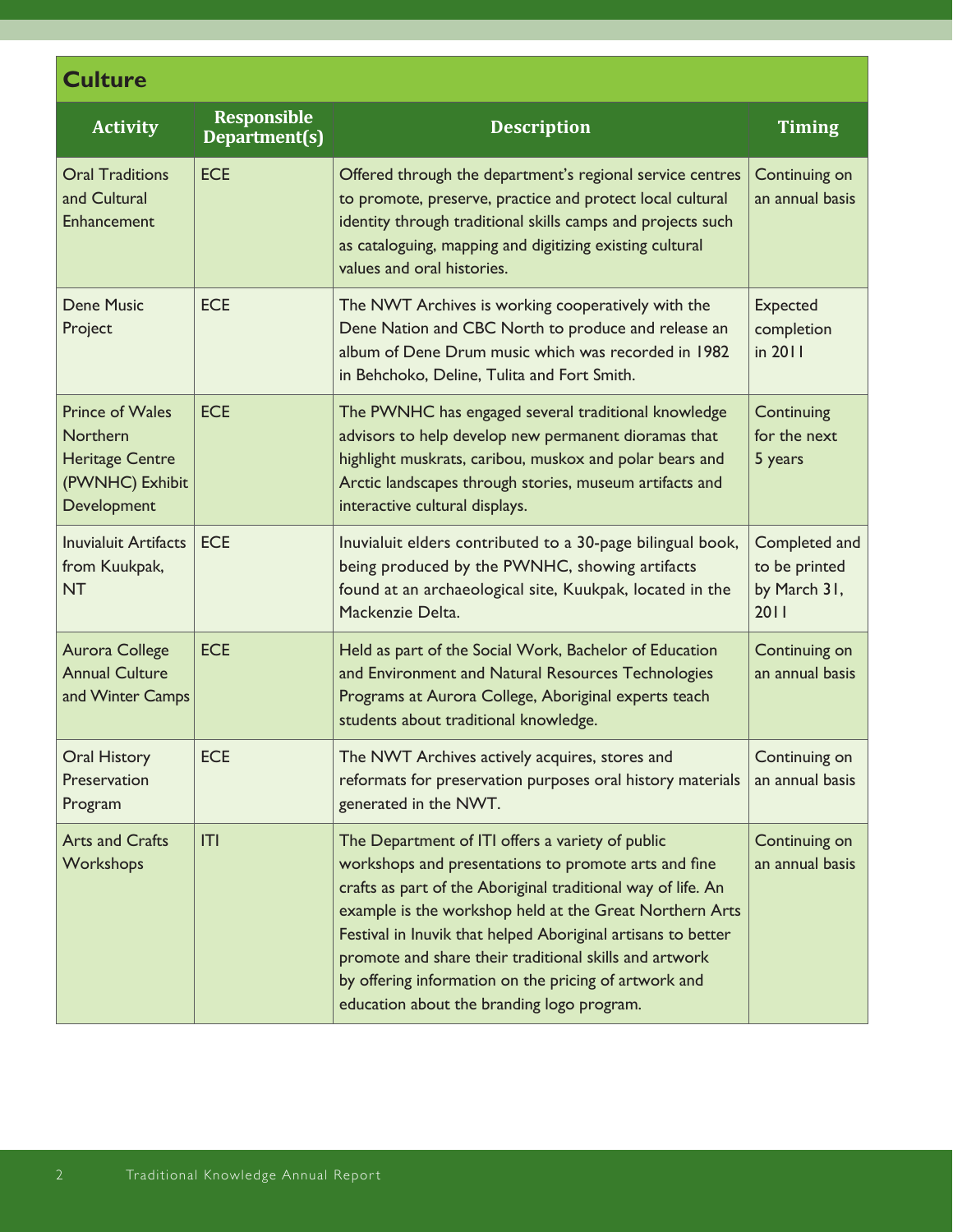## Culture

| Activity | Responsible Department(s) | Description | Timing |
|---|---|---|---|
| Oral Traditions and Cultural Enhancement | ECE | Offered through the department's regional service centres to promote, preserve, practice and protect local cultural identity through traditional skills camps and projects such as cataloguing, mapping and digitizing existing cultural values and oral histories. | Continuing on an annual basis |
| Dene Music Project | ECE | The NWT Archives is working cooperatively with the Dene Nation and CBC North to produce and release an album of Dene Drum music which was recorded in 1982 in Behchoko, Deline, Tulita and Fort Smith. | Expected completion in 2011 |
| Prince of Wales Northern Heritage Centre (PWNHC) Exhibit Development | ECE | The PWNHC has engaged several traditional knowledge advisors to help develop new permanent dioramas that highlight muskrats, caribou, muskox and polar bears and Arctic landscapes through stories, museum artifacts and interactive cultural displays. | Continuing for the next 5 years |
| Inuvialuit Artifacts from Kuukpak, NT | ECE | Inuvialuit elders contributed to a 30-page bilingual book, being produced by the PWNHC, showing artifacts found at an archaeological site, Kuukpak, located in the Mackenzie Delta. | Completed and to be printed by March 31, 2011 |
| Aurora College Annual Culture and Winter Camps | ECE | Held as part of the Social Work, Bachelor of Education and Environment and Natural Resources Technologies Programs at Aurora College, Aboriginal experts teach students about traditional knowledge. | Continuing on an annual basis |
| Oral History Preservation Program | ECE | The NWT Archives actively acquires, stores and reformats for preservation purposes oral history materials generated in the NWT. | Continuing on an annual basis |
| Arts and Crafts Workshops | ITI | The Department of ITI offers a variety of public workshops and presentations to promote arts and fine crafts as part of the Aboriginal traditional way of life. An example is the workshop held at the Great Northern Arts Festival in Inuvik that helped Aboriginal artisans to better promote and share their traditional skills and artwork by offering information on the pricing of artwork and education about the branding logo program. | Continuing on an annual basis |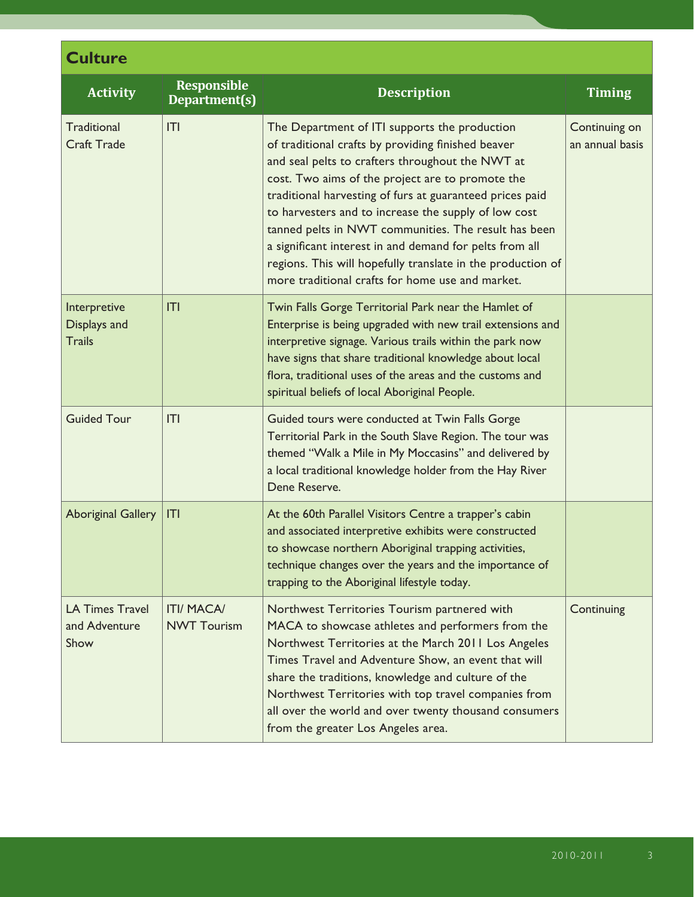## Culture

| Activity | Responsible Department(s) | Description | Timing |
|---|---|---|---|
| Traditional Craft Trade | ITI | The Department of ITI supports the production of traditional crafts by providing finished beaver and seal pelts to crafters throughout the NWT at cost. Two aims of the project are to promote the traditional harvesting of furs at guaranteed prices paid to harvesters and to increase the supply of low cost tanned pelts in NWT communities. The result has been a significant interest in and demand for pelts from all regions. This will hopefully translate in the production of more traditional crafts for home use and market. | Continuing on an annual basis |
| Interpretive Displays and Trails | ITI | Twin Falls Gorge Territorial Park near the Hamlet of Enterprise is being upgraded with new trail extensions and interpretive signage. Various trails within the park now have signs that share traditional knowledge about local flora, traditional uses of the areas and the customs and spiritual beliefs of local Aboriginal People. | |
| Guided Tour | ITI | Guided tours were conducted at Twin Falls Gorge Territorial Park in the South Slave Region. The tour was themed "Walk a Mile in My Moccasins" and delivered by a local traditional knowledge holder from the Hay River Dene Reserve. | |
| Aboriginal Gallery | ITI | At the 60th Parallel Visitors Centre a trapper's cabin and associated interpretive exhibits were constructed to showcase northern Aboriginal trapping activities, technique changes over the years and the importance of trapping to the Aboriginal lifestyle today. | |
| LA Times Travel and Adventure Show | ITI/ MACA/ NWT Tourism | Northwest Territories Tourism partnered with MACA to showcase athletes and performers from the Northwest Territories at the March 2011 Los Angeles Times Travel and Adventure Show, an event that will share the traditions, knowledge and culture of the Northwest Territories with top travel companies from all over the world and over twenty thousand consumers from the greater Los Angeles area. | Continuing |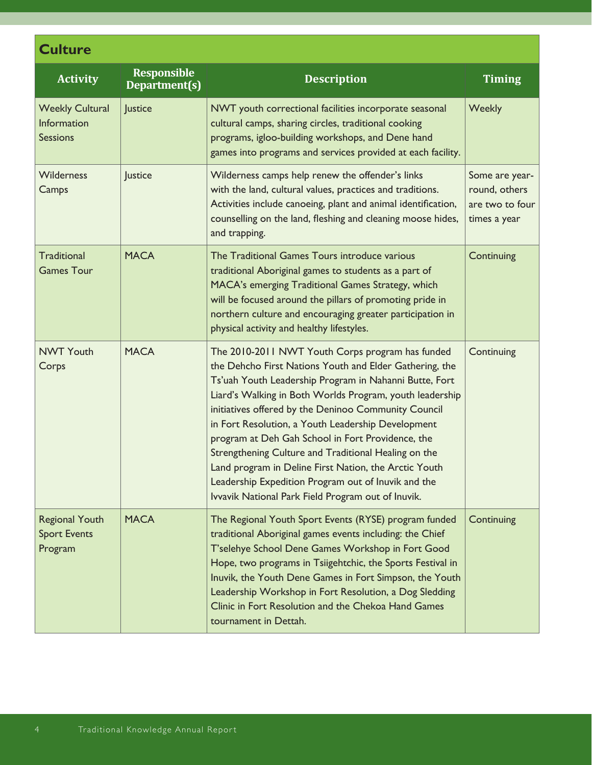## Culture

| Activity | Responsible Department(s) | Description | Timing |
|---|---|---|---|
| Weekly Cultural Information Sessions | Justice | NWT youth correctional facilities incorporate seasonal cultural camps, sharing circles, traditional cooking programs, igloo-building workshops, and Dene hand games into programs and services provided at each facility. | Weekly |
| Wilderness Camps | Justice | Wilderness camps help renew the offender's links with the land, cultural values, practices and traditions. Activities include canoeing, plant and animal identification, counselling on the land, fleshing and cleaning moose hides, and trapping. | Some are year-round, others are two to four times a year |
| Traditional Games Tour | MACA | The Traditional Games Tours introduce various traditional Aboriginal games to students as a part of MACA's emerging Traditional Games Strategy, which will be focused around the pillars of promoting pride in northern culture and encouraging greater participation in physical activity and healthy lifestyles. | Continuing |
| NWT Youth Corps | MACA | The 2010-2011 NWT Youth Corps program has funded the Dehcho First Nations Youth and Elder Gathering, the Ts'uah Youth Leadership Program in Nahanni Butte, Fort Liard's Walking in Both Worlds Program, youth leadership initiatives offered by the Deninoo Community Council in Fort Resolution, a Youth Leadership Development program at Deh Gah School in Fort Providence, the Strengthening Culture and Traditional Healing on the Land program in Deline First Nation, the Arctic Youth Leadership Expedition Program out of Inuvik and the Ivvavik National Park Field Program out of Inuvik. | Continuing |
| Regional Youth Sport Events Program | MACA | The Regional Youth Sport Events (RYSE) program funded traditional Aboriginal games events including: the Chief T'selehye School Dene Games Workshop in Fort Good Hope, two programs in Tsiigehtchic, the Sports Festival in Inuvik, the Youth Dene Games in Fort Simpson, the Youth Leadership Workshop in Fort Resolution, a Dog Sledding Clinic in Fort Resolution and the Chekoa Hand Games tournament in Dettah. | Continuing |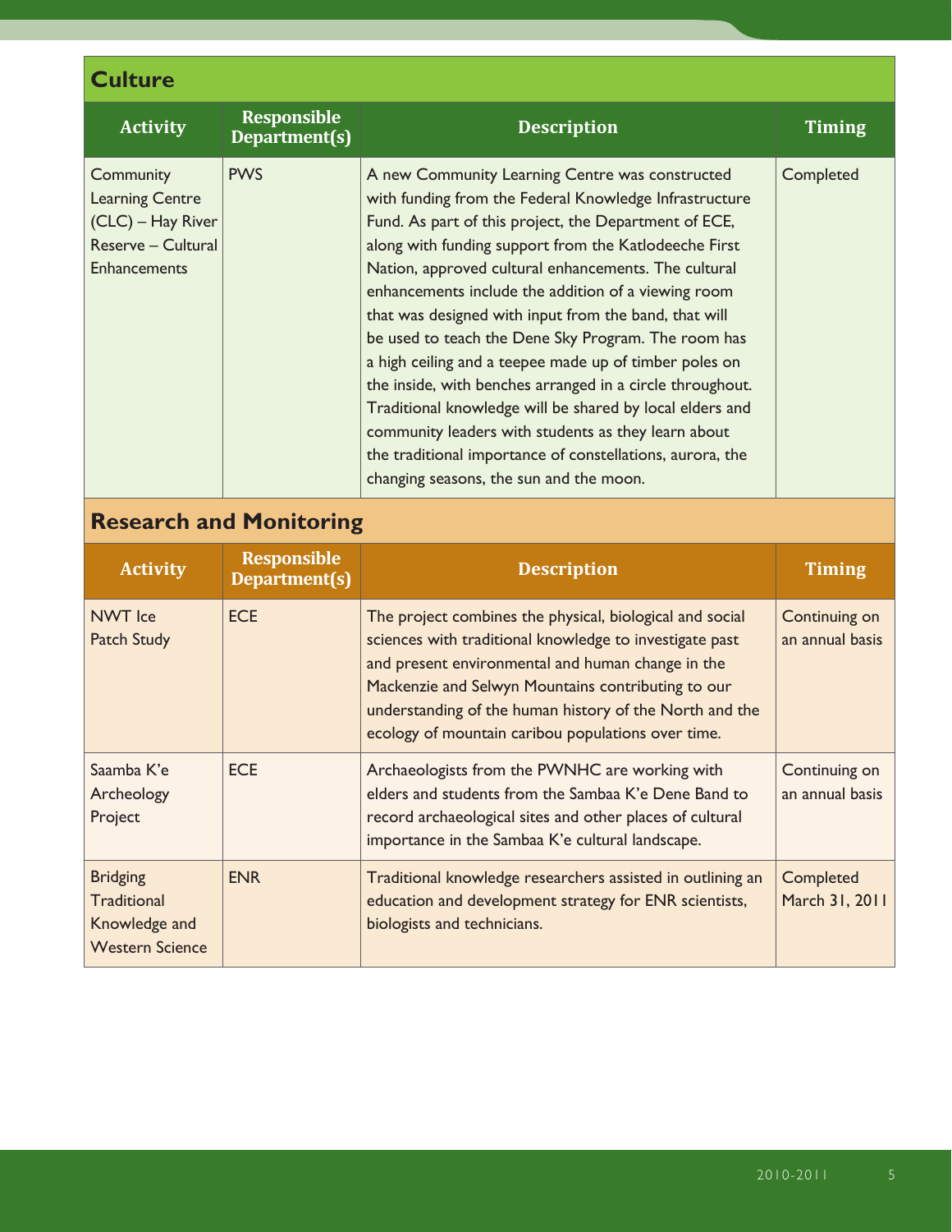## Culture

| Activity | Responsible Department(s) | Description | Timing |
|---|---|---|---|
| Community Learning Centre (CLC) – Hay River Reserve – Cultural Enhancements | PWS | A new Community Learning Centre was constructed with funding from the Federal Knowledge Infrastructure Fund. As part of this project, the Department of ECE, along with funding support from the Katlodeeche First Nation, approved cultural enhancements. The cultural enhancements include the addition of a viewing room that was designed with input from the band, that will be used to teach the Dene Sky Program. The room has a high ceiling and a teepee made up of timber poles on the inside, with benches arranged in a circle throughout. Traditional knowledge will be shared by local elders and community leaders with students as they learn about the traditional importance of constellations, aurora, the changing seasons, the sun and the moon. | Completed |

## Research and Monitoring

| Activity | Responsible Department(s) | Description | Timing |
|---|---|---|---|
| NWT Ice Patch Study | ECE | The project combines the physical, biological and social sciences with traditional knowledge to investigate past and present environmental and human change in the Mackenzie and Selwyn Mountains contributing to our understanding of the human history of the North and the ecology of mountain caribou populations over time. | Continuing on an annual basis |
| Saamba K'e Archeology Project | ECE | Archaeologists from the PWNHC are working with elders and students from the Sambaa K'e Dene Band to record archaeological sites and other places of cultural importance in the Sambaa K'e cultural landscape. | Continuing on an annual basis |
| Bridging Traditional Knowledge and Western Science | ENR | Traditional knowledge researchers assisted in outlining an education and development strategy for ENR scientists, biologists and technicians. | Completed March 31, 2011 |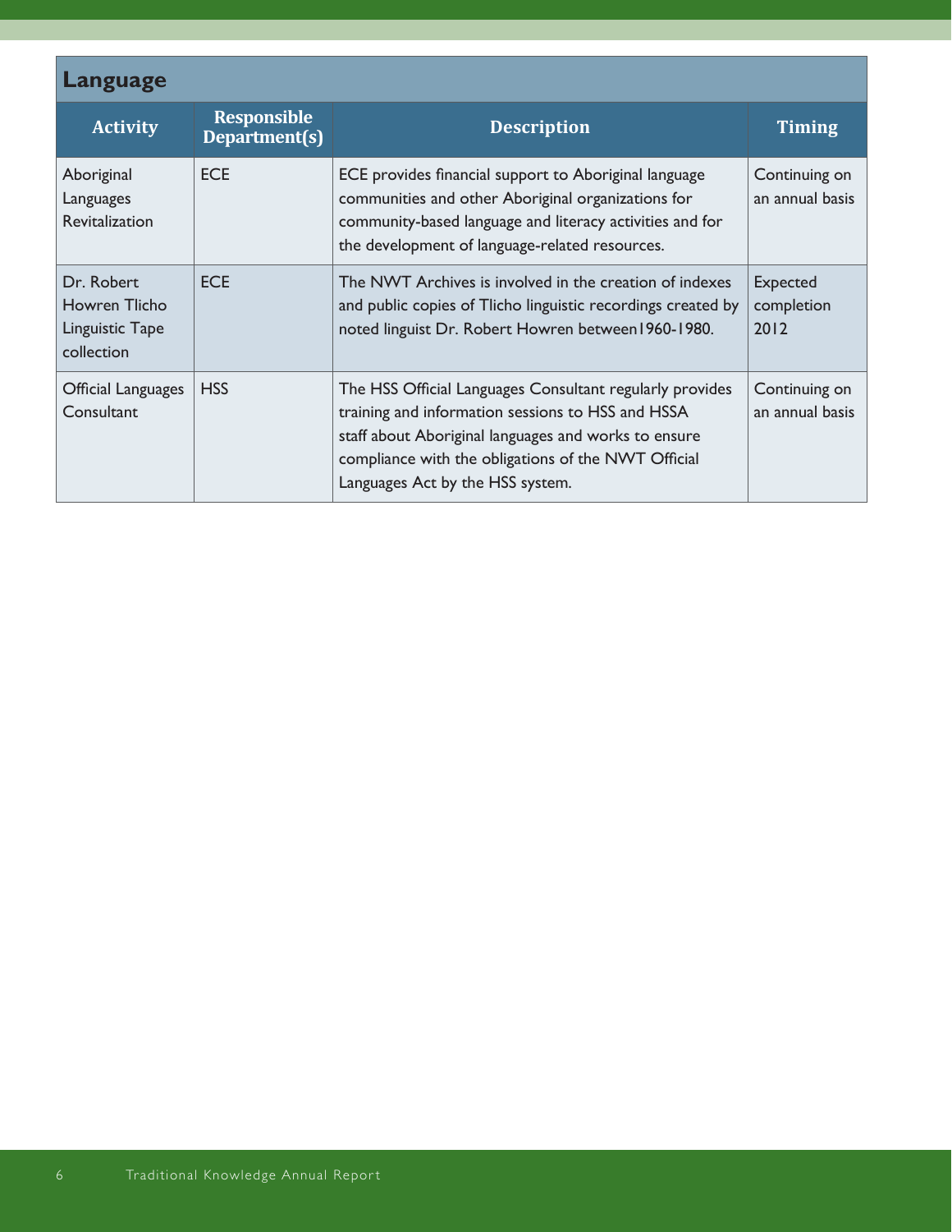## Language

| Activity | Responsible Department(s) | Description | Timing |
| --- | --- | --- | --- |
| Aboriginal Languages Revitalization | ECE | ECE provides financial support to Aboriginal language communities and other Aboriginal organizations for community-based language and literacy activities and for the development of language-related resources. | Continuing on an annual basis |
| Dr. Robert Howren Tlicho Linguistic Tape collection | ECE | The NWT Archives is involved in the creation of indexes and public copies of Tlicho linguistic recordings created by noted linguist Dr. Robert Howren between1960-1980. | Expected completion 2012 |
| Official Languages Consultant | HSS | The HSS Official Languages Consultant regularly provides training and information sessions to HSS and HSSA staff about Aboriginal languages and works to ensure compliance with the obligations of the NWT Official Languages Act by the HSS system. | Continuing on an annual basis |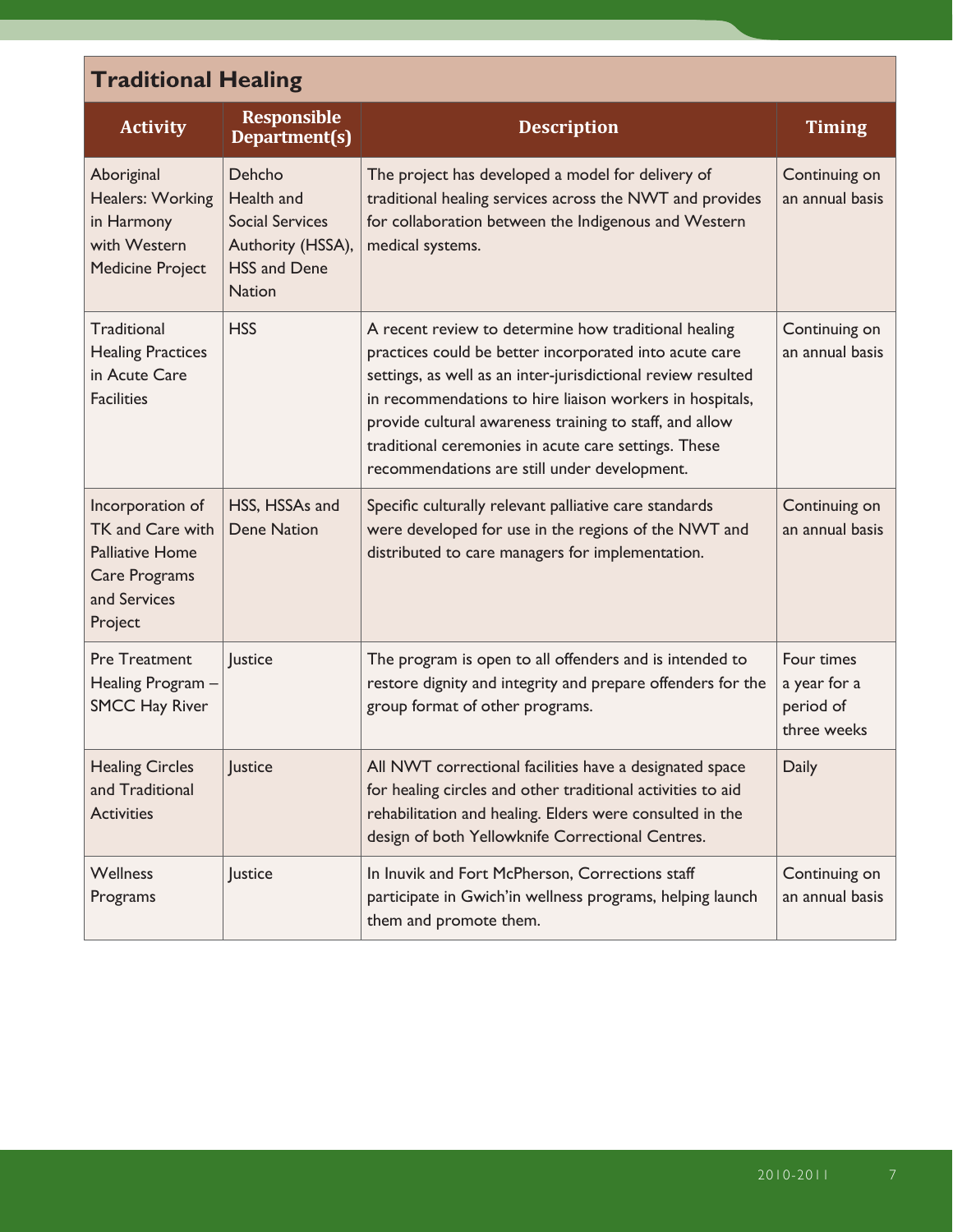## Traditional Healing

| Activity | Responsible Department(s) | Description | Timing |
|---|---|---|---|
| Aboriginal Healers: Working in Harmony with Western Medicine Project | Dehcho Health and Social Services Authority (HSSA), HSS and Dene Nation | The project has developed a model for delivery of traditional healing services across the NWT and provides for collaboration between the Indigenous and Western medical systems. | Continuing on an annual basis |
| Traditional Healing Practices in Acute Care Facilities | HSS | A recent review to determine how traditional healing practices could be better incorporated into acute care settings, as well as an inter-jurisdictional review resulted in recommendations to hire liaison workers in hospitals, provide cultural awareness training to staff, and allow traditional ceremonies in acute care settings. These recommendations are still under development. | Continuing on an annual basis |
| Incorporation of TK and Care with Palliative Home Care Programs and Services Project | HSS, HSSAs and Dene Nation | Specific culturally relevant palliative care standards were developed for use in the regions of the NWT and distributed to care managers for implementation. | Continuing on an annual basis |
| Pre Treatment Healing Program – SMCC Hay River | Justice | The program is open to all offenders and is intended to restore dignity and integrity and prepare offenders for the group format of other programs. | Four times a year for a period of three weeks |
| Healing Circles and Traditional Activities | Justice | All NWT correctional facilities have a designated space for healing circles and other traditional activities to aid rehabilitation and healing. Elders were consulted in the design of both Yellowknife Correctional Centres. | Daily |
| Wellness Programs | Justice | In Inuvik and Fort McPherson, Corrections staff participate in Gwich'in wellness programs, helping launch them and promote them. | Continuing on an annual basis |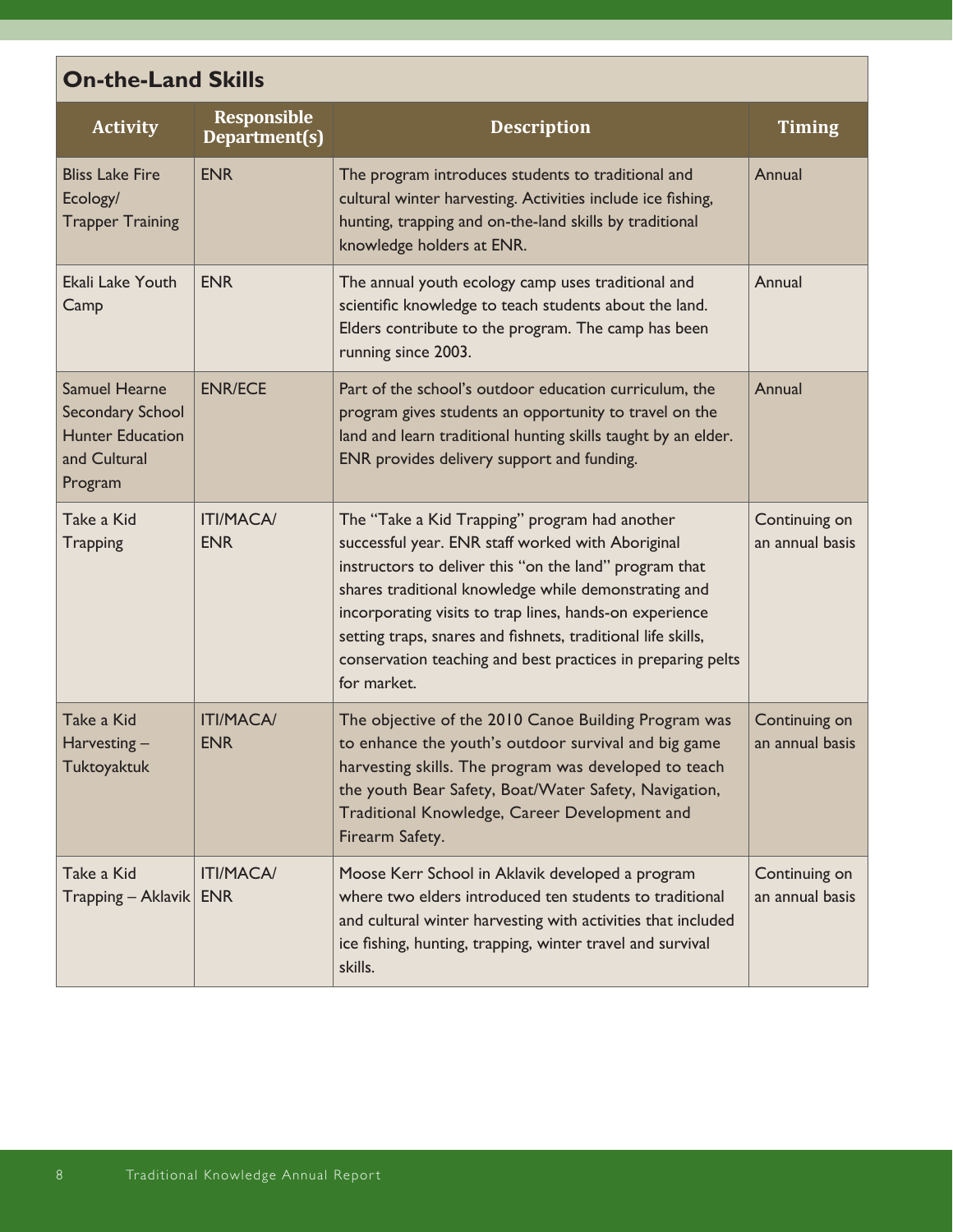## On-the-Land Skills

| Activity | Responsible Department(s) | Description | Timing |
|---|---|---|---|
| Bliss Lake Fire Ecology/ Trapper Training | ENR | The program introduces students to traditional and cultural winter harvesting. Activities include ice fishing, hunting, trapping and on-the-land skills by traditional knowledge holders at ENR. | Annual |
| Ekali Lake Youth Camp | ENR | The annual youth ecology camp uses traditional and scientific knowledge to teach students about the land. Elders contribute to the program. The camp has been running since 2003. | Annual |
| Samuel Hearne Secondary School Hunter Education and Cultural Program | ENR/ECE | Part of the school's outdoor education curriculum, the program gives students an opportunity to travel on the land and learn traditional hunting skills taught by an elder. ENR provides delivery support and funding. | Annual |
| Take a Kid Trapping | ITI/MACA/ ENR | The "Take a Kid Trapping" program had another successful year. ENR staff worked with Aboriginal instructors to deliver this "on the land" program that shares traditional knowledge while demonstrating and incorporating visits to trap lines, hands-on experience setting traps, snares and fishnets, traditional life skills, conservation teaching and best practices in preparing pelts for market. | Continuing on an annual basis |
| Take a Kid Harvesting – Tuktoyaktuk | ITI/MACA/ ENR | The objective of the 2010 Canoe Building Program was to enhance the youth's outdoor survival and big game harvesting skills. The program was developed to teach the youth Bear Safety, Boat/Water Safety, Navigation, Traditional Knowledge, Career Development and Firearm Safety. | Continuing on an annual basis |
| Take a Kid Trapping – Aklavik | ITI/MACA/ ENR | Moose Kerr School in Aklavik developed a program where two elders introduced ten students to traditional and cultural winter harvesting with activities that included ice fishing, hunting, trapping, winter travel and survival skills. | Continuing on an annual basis |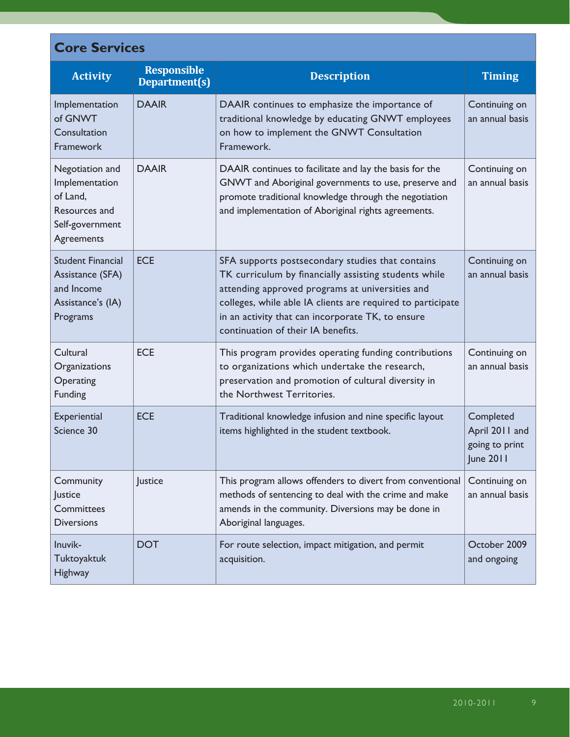## Core Services

| Activity | Responsible Department(s) | Description | Timing |
|---|---|---|---|
| Implementation of GNWT Consultation Framework | DAAIR | DAAIR continues to emphasize the importance of traditional knowledge by educating GNWT employees on how to implement the GNWT Consultation Framework. | Continuing on an annual basis |
| Negotiation and Implementation of Land, Resources and Self-government Agreements | DAAIR | DAAIR continues to facilitate and lay the basis for the GNWT and Aboriginal governments to use, preserve and promote traditional knowledge through the negotiation and implementation of Aboriginal rights agreements. | Continuing on an annual basis |
| Student Financial Assistance (SFA) and Income Assistance's (IA) Programs | ECE | SFA supports postsecondary studies that contains TK curriculum by financially assisting students while attending approved programs at universities and colleges, while able IA clients are required to participate in an activity that can incorporate TK, to ensure continuation of their IA benefits. | Continuing on an annual basis |
| Cultural Organizations Operating Funding | ECE | This program provides operating funding contributions to organizations which undertake the research, preservation and promotion of cultural diversity in the Northwest Territories. | Continuing on an annual basis |
| Experiential Science 30 | ECE | Traditional knowledge infusion and nine specific layout items highlighted in the student textbook. | Completed April 2011 and going to print June 2011 |
| Community Justice Committees Diversions | Justice | This program allows offenders to divert from conventional methods of sentencing to deal with the crime and make amends in the community. Diversions may be done in Aboriginal languages. | Continuing on an annual basis |
| Inuvik-Tuktoyaktuk Highway | DOT | For route selection, impact mitigation, and permit acquisition. | October 2009 and ongoing |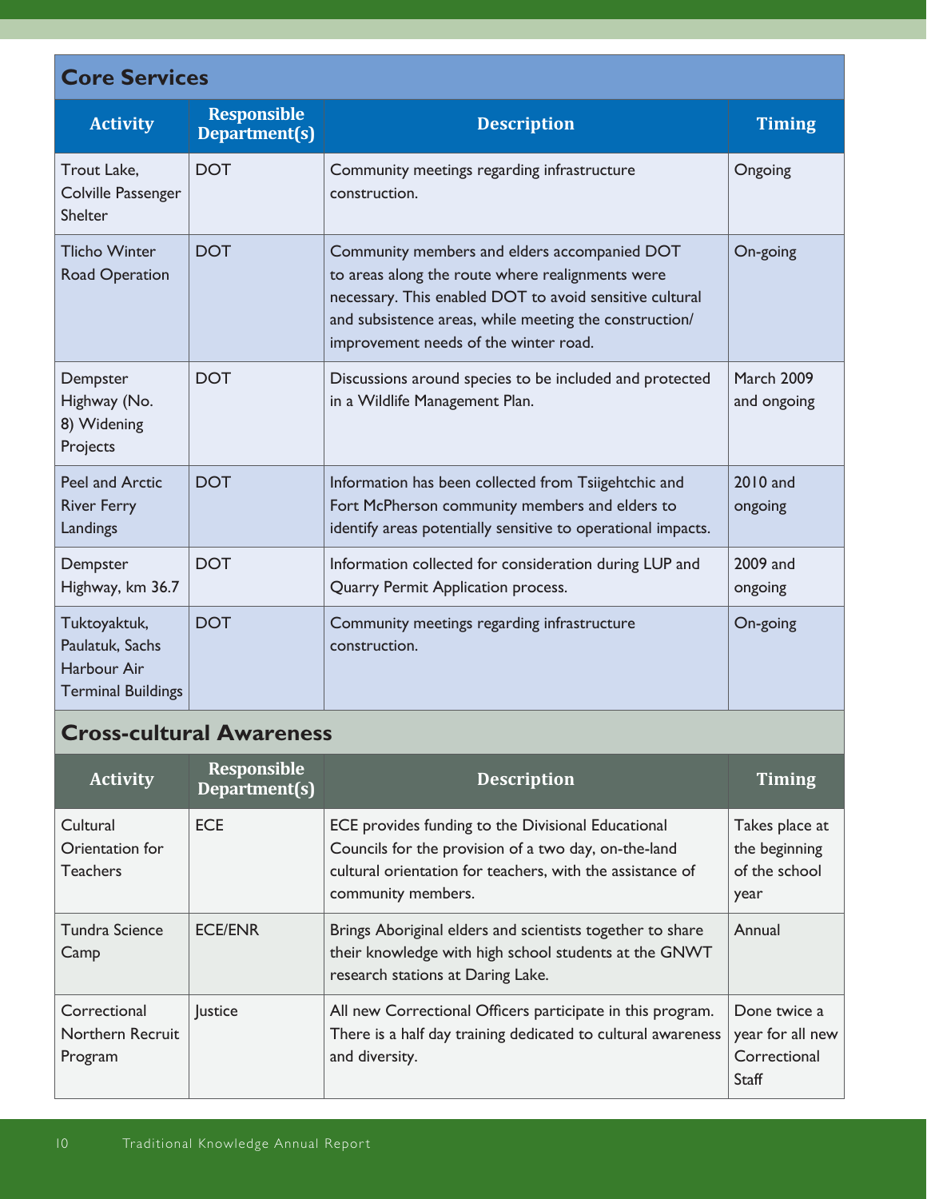## Core Services

| Activity | Responsible Department(s) | Description | Timing |
|---|---|---|---|
| Trout Lake, Colville Passenger Shelter | DOT | Community meetings regarding infrastructure construction. | Ongoing |
| Tlicho Winter Road Operation | DOT | Community members and elders accompanied DOT to areas along the route where realignments were necessary. This enabled DOT to avoid sensitive cultural and subsistence areas, while meeting the construction/ improvement needs of the winter road. | On-going |
| Dempster Highway (No. 8) Widening Projects | DOT | Discussions around species to be included and protected in a Wildlife Management Plan. | March 2009 and ongoing |
| Peel and Arctic River Ferry Landings | DOT | Information has been collected from Tsiigehtchic and Fort McPherson community members and elders to identify areas potentially sensitive to operational impacts. | 2010 and ongoing |
| Dempster Highway, km 36.7 | DOT | Information collected for consideration during LUP and Quarry Permit Application process. | 2009 and ongoing |
| Tuktoyaktuk, Paulatuk, Sachs Harbour Air Terminal Buildings | DOT | Community meetings regarding infrastructure construction. | On-going |

## Cross-cultural Awareness

| Activity | Responsible Department(s) | Description | Timing |
|---|---|---|---|
| Cultural Orientation for Teachers | ECE | ECE provides funding to the Divisional Educational Councils for the provision of a two day, on-the-land cultural orientation for teachers, with the assistance of community members. | Takes place at the beginning of the school year |
| Tundra Science Camp | ECE/ENR | Brings Aboriginal elders and scientists together to share their knowledge with high school students at the GNWT research stations at Daring Lake. | Annual |
| Correctional Northern Recruit Program | Justice | All new Correctional Officers participate in this program. There is a half day training dedicated to cultural awareness and diversity. | Done twice a year for all new Correctional Staff |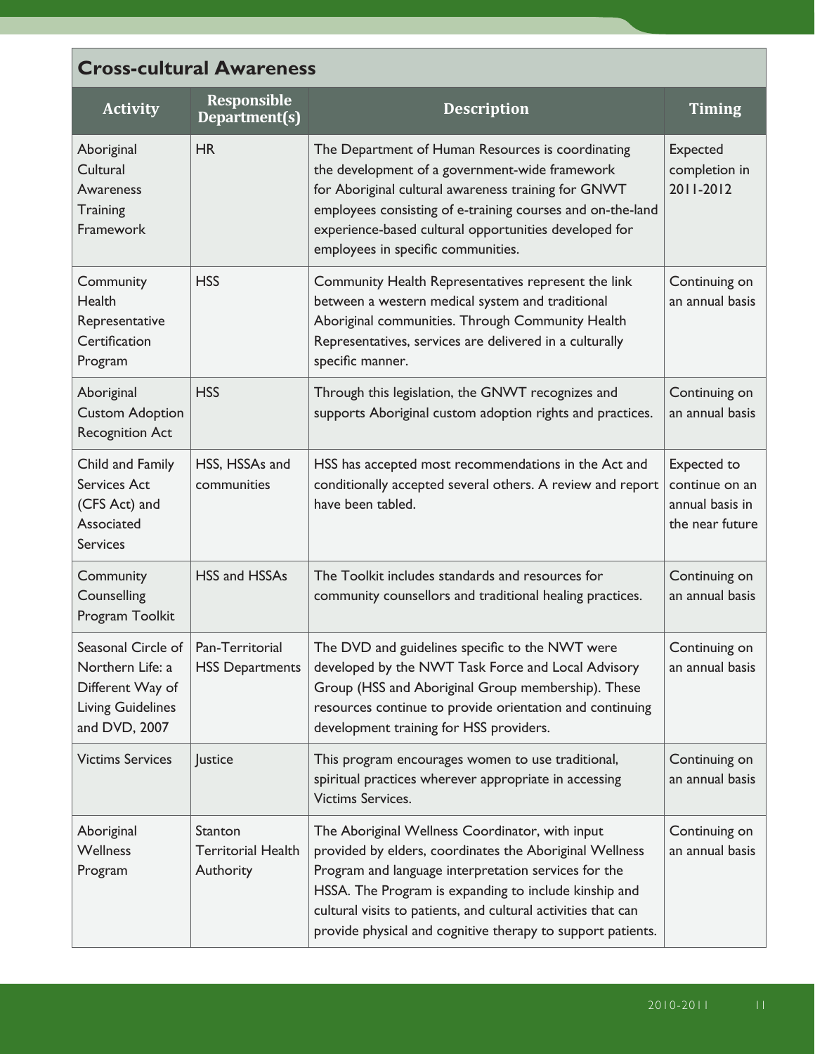## Cross-cultural Awareness

| Activity | Responsible Department(s) | Description | Timing |
|---|---|---|---|
| Aboriginal Cultural Awareness Training Framework | HR | The Department of Human Resources is coordinating the development of a government-wide framework for Aboriginal cultural awareness training for GNWT employees consisting of e-training courses and on-the-land experience-based cultural opportunities developed for employees in specific communities. | Expected completion in 2011-2012 |
| Community Health Representative Certification Program | HSS | Community Health Representatives represent the link between a western medical system and traditional Aboriginal communities. Through Community Health Representatives, services are delivered in a culturally specific manner. | Continuing on an annual basis |
| Aboriginal Custom Adoption Recognition Act | HSS | Through this legislation, the GNWT recognizes and supports Aboriginal custom adoption rights and practices. | Continuing on an annual basis |
| Child and Family Services Act (CFS Act) and Associated Services | HSS, HSSAs and communities | HSS has accepted most recommendations in the Act and conditionally accepted several others. A review and report have been tabled. | Expected to continue on an annual basis in the near future |
| Community Counselling Program Toolkit | HSS and HSSAs | The Toolkit includes standards and resources for community counsellors and traditional healing practices. | Continuing on an annual basis |
| Seasonal Circle of Northern Life: a Different Way of Living Guidelines and DVD, 2007 | Pan-Territorial HSS Departments | The DVD and guidelines specific to the NWT were developed by the NWT Task Force and Local Advisory Group (HSS and Aboriginal Group membership). These resources continue to provide orientation and continuing development training for HSS providers. | Continuing on an annual basis |
| Victims Services | Justice | This program encourages women to use traditional, spiritual practices wherever appropriate in accessing Victims Services. | Continuing on an annual basis |
| Aboriginal Wellness Program | Stanton Territorial Health Authority | The Aboriginal Wellness Coordinator, with input provided by elders, coordinates the Aboriginal Wellness Program and language interpretation services for the HSSA. The Program is expanding to include kinship and cultural visits to patients, and cultural activities that can provide physical and cognitive therapy to support patients. | Continuing on an annual basis |